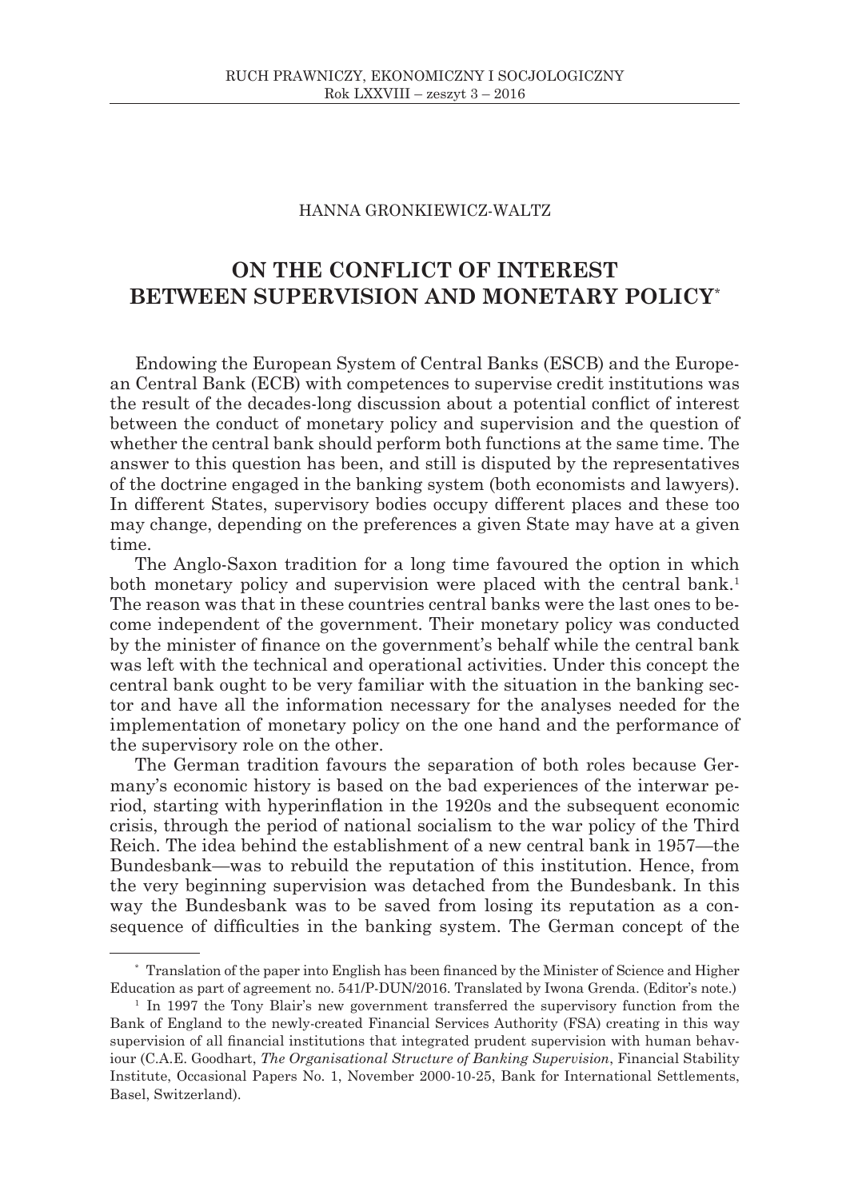HANNA GRONKIEWICZ-WALTZ

# ON THE CONFLICT OF INTEREST BETWEEN SUPERVISION AND MONETARY POLICY*

Endowing the European System of Central Banks (ESCB) and the European Central Bank (ECB) with competences to supervise credit institutions was the result of the decades-long discussion about a potential conflict of interest between the conduct of monetary policy and supervision and the question of whether the central bank should perform both functions at the same time. The answer to this question has been, and still is disputed by the representatives of the doctrine engaged in the banking system (both economists and lawyers). In different States, supervisory bodies occupy different places and these too may change, depending on the preferences a given State may have at a given time.

The Anglo-Saxon tradition for a long time favoured the option in which both monetary policy and supervision were placed with the central bank.[1] The reason was that in these countries central banks were the last ones to become independent of the government. Their monetary policy was conducted by the minister of finance on the government's behalf while the central bank was left with the technical and operational activities. Under this concept the central bank ought to be very familiar with the situation in the banking sector and have all the information necessary for the analyses needed for the implementation of monetary policy on the one hand and the performance of the supervisory role on the other.

The German tradition favours the separation of both roles because Germany's economic history is based on the bad experiences of the interwar period, starting with hyperinflation in the 1920s and the subsequent economic crisis, through the period of national socialism to the war policy of the Third Reich. The idea behind the establishment of a new central bank in 1957—the Bundesbank—was to rebuild the reputation of this institution. Hence, from the very beginning supervision was detached from the Bundesbank. In this way the Bundesbank was to be saved from losing its reputation as a consequence of difficulties in the banking system. The German concept of the

---

\* Translation of the paper into English has been financed by the Minister of Science and Higher Education as part of agreement no. 541/P-DUN/2016. Translated by Iwona Grenda. (Editor's note.)

[1] In 1997 the Tony Blair's new government transferred the supervisory function from the Bank of England to the newly-created Financial Services Authority (FSA) creating in this way supervision of all financial institutions that integrated prudent supervision with human behaviour (C.A.E. Goodhart, *The Organisational Structure of Banking Supervision*, Financial Stability Institute, Occasional Papers No. 1, November 2000-10-25, Bank for International Settlements, Basel, Switzerland).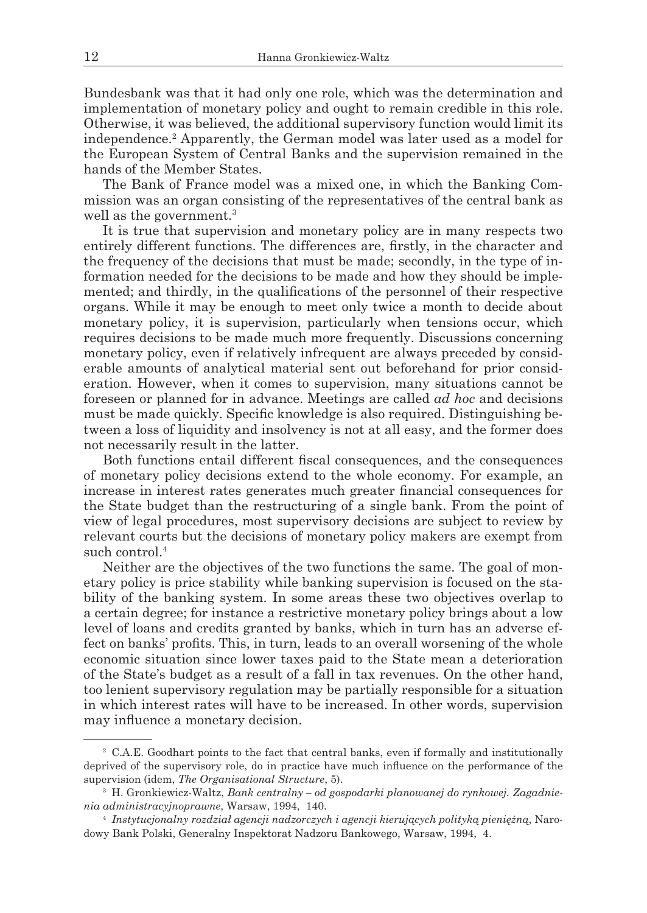Bundesbank was that it had only one role, which was the determination and implementation of monetary policy and ought to remain credible in this role. Otherwise, it was believed, the additional supervisory function would limit its independence.[2] Apparently, the German model was later used as a model for the European System of Central Banks and the supervision remained in the hands of the Member States.

The Bank of France model was a mixed one, in which the Banking Commission was an organ consisting of the representatives of the central bank as well as the government.[3]

It is true that supervision and monetary policy are in many respects two entirely different functions. The differences are, firstly, in the character and the frequency of the decisions that must be made; secondly, in the type of information needed for the decisions to be made and how they should be implemented; and thirdly, in the qualifications of the personnel of their respective organs. While it may be enough to meet only twice a month to decide about monetary policy, it is supervision, particularly when tensions occur, which requires decisions to be made much more frequently. Discussions concerning monetary policy, even if relatively infrequent are always preceded by considerable amounts of analytical material sent out beforehand for prior consideration. However, when it comes to supervision, many situations cannot be foreseen or planned for in advance. Meetings are called *ad hoc* and decisions must be made quickly. Specific knowledge is also required. Distinguishing between a loss of liquidity and insolvency is not at all easy, and the former does not necessarily result in the latter.

Both functions entail different fiscal consequences, and the consequences of monetary policy decisions extend to the whole economy. For example, an increase in interest rates generates much greater financial consequences for the State budget than the restructuring of a single bank. From the point of view of legal procedures, most supervisory decisions are subject to review by relevant courts but the decisions of monetary policy makers are exempt from such control.[4]

Neither are the objectives of the two functions the same. The goal of monetary policy is price stability while banking supervision is focused on the stability of the banking system. In some areas these two objectives overlap to a certain degree; for instance a restrictive monetary policy brings about a low level of loans and credits granted by banks, which in turn has an adverse effect on banks' profits. This, in turn, leads to an overall worsening of the whole economic situation since lower taxes paid to the State mean a deterioration of the State's budget as a result of a fall in tax revenues. On the other hand, too lenient supervisory regulation may be partially responsible for a situation in which interest rates will have to be increased. In other words, supervision may influence a monetary decision.

---

[2] C.A.E. Goodhart points to the fact that central banks, even if formally and institutionally deprived of the supervisory role, do in practice have much influence on the performance of the supervision (idem, *The Organisational Structure*, 5).

[3] H. Gronkiewicz-Waltz, *Bank centralny – od gospodarki planowanej do rynkowej. Zagadnienia administracyjnoprawne*, Warsaw, 1994, 140.

[4] *Instytucjonalny rozdział agencji nadzorczych i agencji kierujących polityką pieniężną*, Narodowy Bank Polski, Generalny Inspektorat Nadzoru Bankowego, Warsaw, 1994, 4.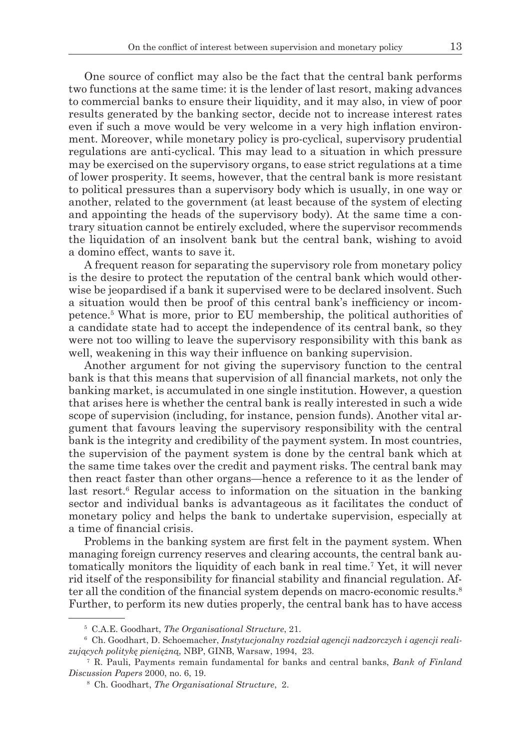One source of conflict may also be the fact that the central bank performs two functions at the same time: it is the lender of last resort, making advances to commercial banks to ensure their liquidity, and it may also, in view of poor results generated by the banking sector, decide not to increase interest rates even if such a move would be very welcome in a very high inflation environment. Moreover, while monetary policy is pro-cyclical, supervisory prudential regulations are anti-cyclical. This may lead to a situation in which pressure may be exercised on the supervisory organs, to ease strict regulations at a time of lower prosperity. It seems, however, that the central bank is more resistant to political pressures than a supervisory body which is usually, in one way or another, related to the government (at least because of the system of electing and appointing the heads of the supervisory body). At the same time a contrary situation cannot be entirely excluded, where the supervisor recommends the liquidation of an insolvent bank but the central bank, wishing to avoid a domino effect, wants to save it.

A frequent reason for separating the supervisory role from monetary policy is the desire to protect the reputation of the central bank which would otherwise be jeopardised if a bank it supervised were to be declared insolvent. Such a situation would then be proof of this central bank's inefficiency or incompetence.[5] What is more, prior to EU membership, the political authorities of a candidate state had to accept the independence of its central bank, so they were not too willing to leave the supervisory responsibility with this bank as well, weakening in this way their influence on banking supervision.

Another argument for not giving the supervisory function to the central bank is that this means that supervision of all financial markets, not only the banking market, is accumulated in one single institution. However, a question that arises here is whether the central bank is really interested in such a wide scope of supervision (including, for instance, pension funds). Another vital argument that favours leaving the supervisory responsibility with the central bank is the integrity and credibility of the payment system. In most countries, the supervision of the payment system is done by the central bank which at the same time takes over the credit and payment risks. The central bank may then react faster than other organs—hence a reference to it as the lender of last resort.[6] Regular access to information on the situation in the banking sector and individual banks is advantageous as it facilitates the conduct of monetary policy and helps the bank to undertake supervision, especially at a time of financial crisis.

Problems in the banking system are first felt in the payment system. When managing foreign currency reserves and clearing accounts, the central bank automatically monitors the liquidity of each bank in real time.[7] Yet, it will never rid itself of the responsibility for financial stability and financial regulation. After all the condition of the financial system depends on macro-economic results.[8] Further, to perform its new duties properly, the central bank has to have access

---

[5] C.A.E. Goodhart, *The Organisational Structure*, 21.

[6] Ch. Goodhart, D. Schoemacher, *Instytucjonalny rozdział agencji nadzorczych i agencji realizujących politykę pieniężną*, NBP, GINB, Warsaw, 1994, 23.

[7] R. Pauli, Payments remain fundamental for banks and central banks, *Bank of Finland Discussion Papers* 2000, no. 6, 19.

[8] Ch. Goodhart, *The Organisational Structure*, 2.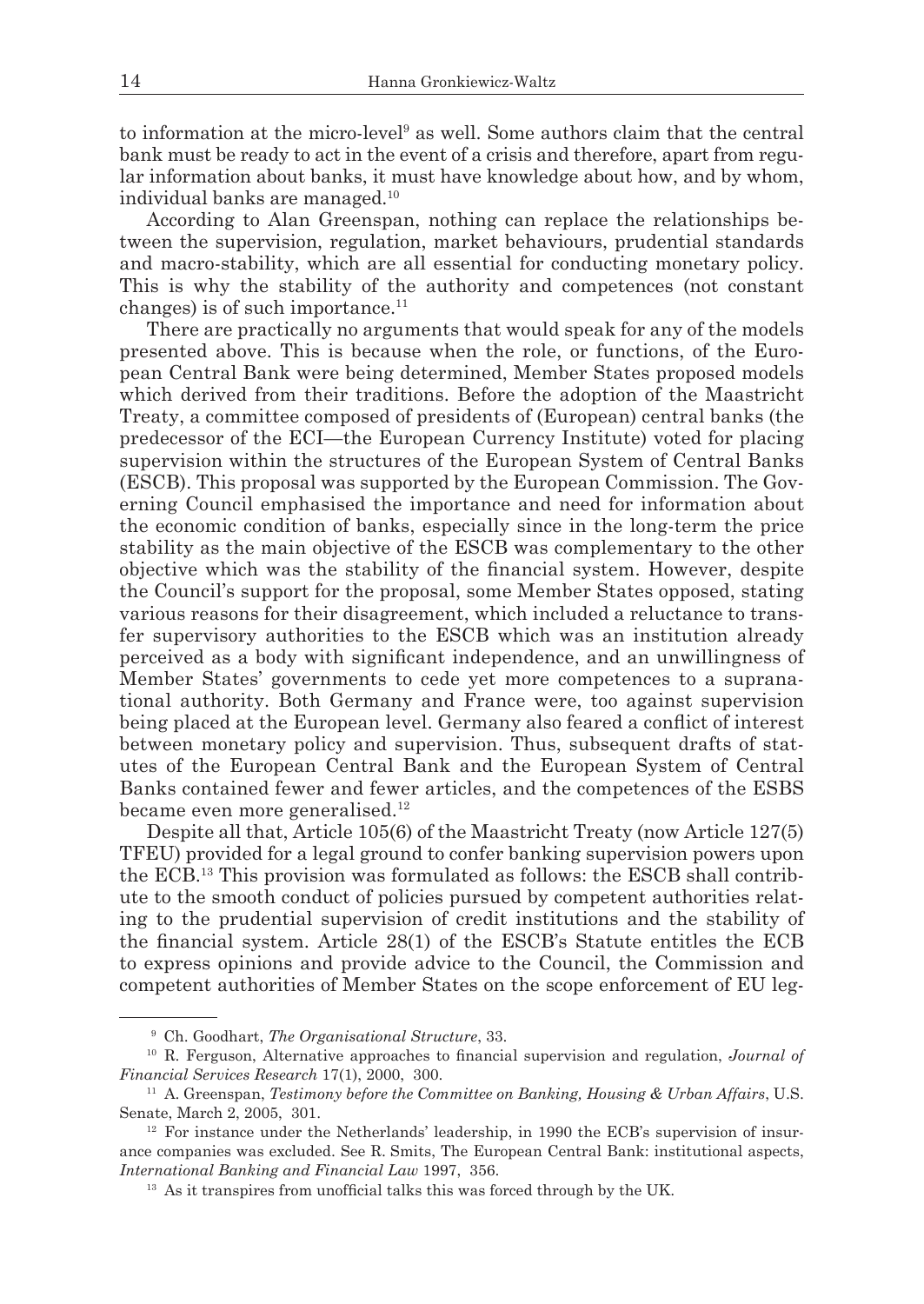to information at the micro-level[9] as well. Some authors claim that the central bank must be ready to act in the event of a crisis and therefore, apart from regular information about banks, it must have knowledge about how, and by whom, individual banks are managed.[10]

According to Alan Greenspan, nothing can replace the relationships between the supervision, regulation, market behaviours, prudential standards and macro-stability, which are all essential for conducting monetary policy. This is why the stability of the authority and competences (not constant changes) is of such importance.[11]

There are practically no arguments that would speak for any of the models presented above. This is because when the role, or functions, of the European Central Bank were being determined, Member States proposed models which derived from their traditions. Before the adoption of the Maastricht Treaty, a committee composed of presidents of (European) central banks (the predecessor of the ECI—the European Currency Institute) voted for placing supervision within the structures of the European System of Central Banks (ESCB). This proposal was supported by the European Commission. The Governing Council emphasised the importance and need for information about the economic condition of banks, especially since in the long-term the price stability as the main objective of the ESCB was complementary to the other objective which was the stability of the financial system. However, despite the Council's support for the proposal, some Member States opposed, stating various reasons for their disagreement, which included a reluctance to transfer supervisory authorities to the ESCB which was an institution already perceived as a body with significant independence, and an unwillingness of Member States' governments to cede yet more competences to a supranational authority. Both Germany and France were, too against supervision being placed at the European level. Germany also feared a conflict of interest between monetary policy and supervision. Thus, subsequent drafts of statutes of the European Central Bank and the European System of Central Banks contained fewer and fewer articles, and the competences of the ESBS became even more generalised.[12]

Despite all that, Article 105(6) of the Maastricht Treaty (now Article 127(5) TFEU) provided for a legal ground to confer banking supervision powers upon the ECB.[13] This provision was formulated as follows: the ESCB shall contribute to the smooth conduct of policies pursued by competent authorities relating to the prudential supervision of credit institutions and the stability of the financial system. Article 28(1) of the ESCB's Statute entitles the ECB to express opinions and provide advice to the Council, the Commission and competent authorities of Member States on the scope enforcement of EU leg-

---

[9] Ch. Goodhart, *The Organisational Structure*, 33.

[10] R. Ferguson, Alternative approaches to financial supervision and regulation, *Journal of Financial Services Research* 17(1), 2000, 300.

[11] A. Greenspan, *Testimony before the Committee on Banking, Housing & Urban Affairs*, U.S. Senate, March 2, 2005, 301.

[12] For instance under the Netherlands' leadership, in 1990 the ECB's supervision of insurance companies was excluded. See R. Smits, The European Central Bank: institutional aspects, *International Banking and Financial Law* 1997, 356.

[13] As it transpires from unofficial talks this was forced through by the UK.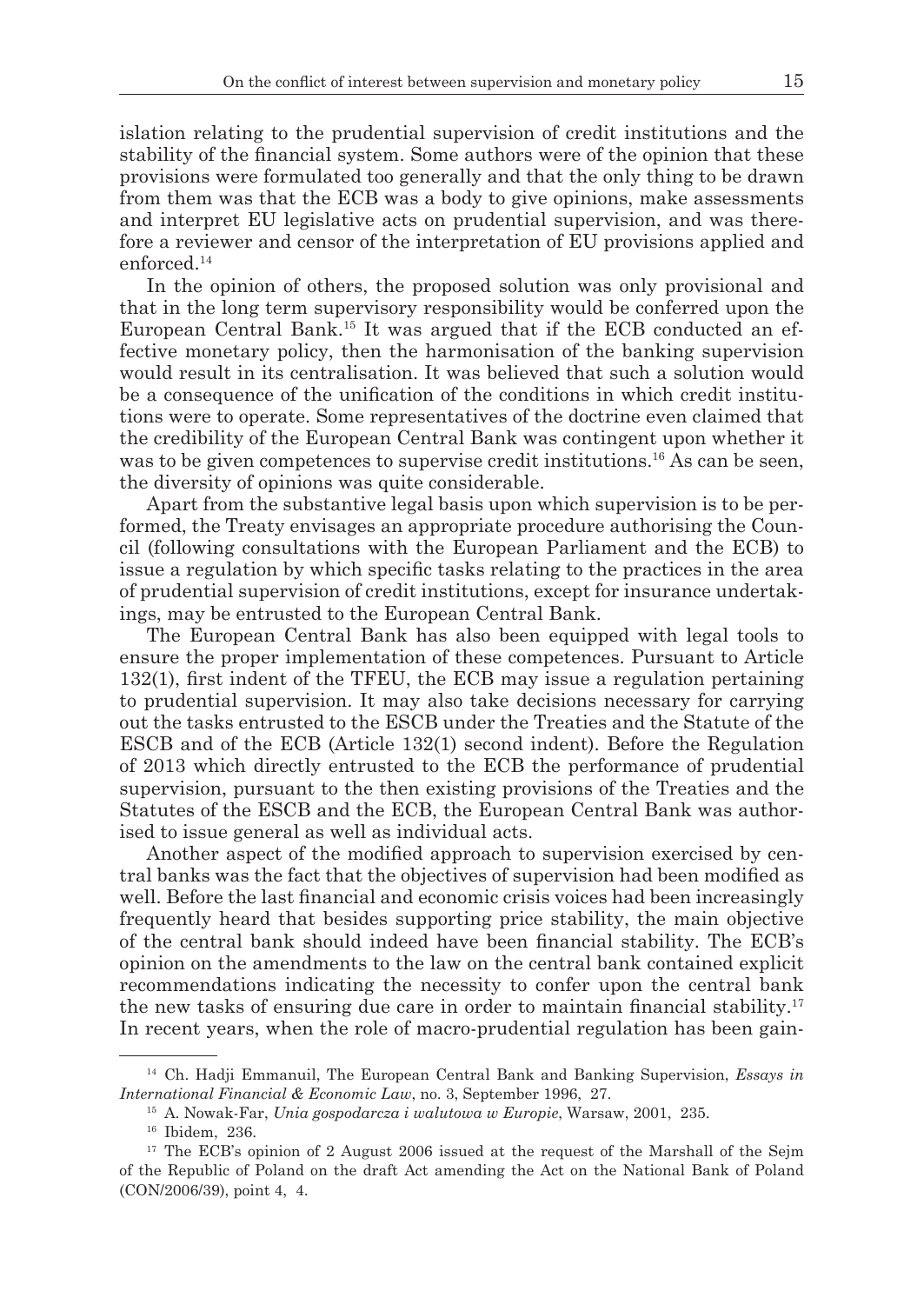islation relating to the prudential supervision of credit institutions and the stability of the financial system. Some authors were of the opinion that these provisions were formulated too generally and that the only thing to be drawn from them was that the ECB was a body to give opinions, make assessments and interpret EU legislative acts on prudential supervision, and was therefore a reviewer and censor of the interpretation of EU provisions applied and enforced.[14]

In the opinion of others, the proposed solution was only provisional and that in the long term supervisory responsibility would be conferred upon the European Central Bank.[15] It was argued that if the ECB conducted an effective monetary policy, then the harmonisation of the banking supervision would result in its centralisation. It was believed that such a solution would be a consequence of the unification of the conditions in which credit institutions were to operate. Some representatives of the doctrine even claimed that the credibility of the European Central Bank was contingent upon whether it was to be given competences to supervise credit institutions.[16] As can be seen, the diversity of opinions was quite considerable.

Apart from the substantive legal basis upon which supervision is to be performed, the Treaty envisages an appropriate procedure authorising the Council (following consultations with the European Parliament and the ECB) to issue a regulation by which specific tasks relating to the practices in the area of prudential supervision of credit institutions, except for insurance undertakings, may be entrusted to the European Central Bank.

The European Central Bank has also been equipped with legal tools to ensure the proper implementation of these competences. Pursuant to Article 132(1), first indent of the TFEU, the ECB may issue a regulation pertaining to prudential supervision. It may also take decisions necessary for carrying out the tasks entrusted to the ESCB under the Treaties and the Statute of the ESCB and of the ECB (Article 132(1) second indent). Before the Regulation of 2013 which directly entrusted to the ECB the performance of prudential supervision, pursuant to the then existing provisions of the Treaties and the Statutes of the ESCB and the ECB, the European Central Bank was authorised to issue general as well as individual acts.

Another aspect of the modified approach to supervision exercised by central banks was the fact that the objectives of supervision had been modified as well. Before the last financial and economic crisis voices had been increasingly frequently heard that besides supporting price stability, the main objective of the central bank should indeed have been financial stability. The ECB's opinion on the amendments to the law on the central bank contained explicit recommendations indicating the necessity to confer upon the central bank the new tasks of ensuring due care in order to maintain financial stability.[17] In recent years, when the role of macro-prudential regulation has been gain-

---

[14] Ch. Hadji Emmanuil, The European Central Bank and Banking Supervision, *Essays in International Financial & Economic Law*, no. 3, September 1996, 27.

[15] A. Nowak-Far, *Unia gospodarcza i walutowa w Europie*, Warsaw, 2001, 235.

[16] Ibidem, 236.

[17] The ECB's opinion of 2 August 2006 issued at the request of the Marshall of the Sejm of the Republic of Poland on the draft Act amending the Act on the National Bank of Poland (CON/2006/39), point 4, 4.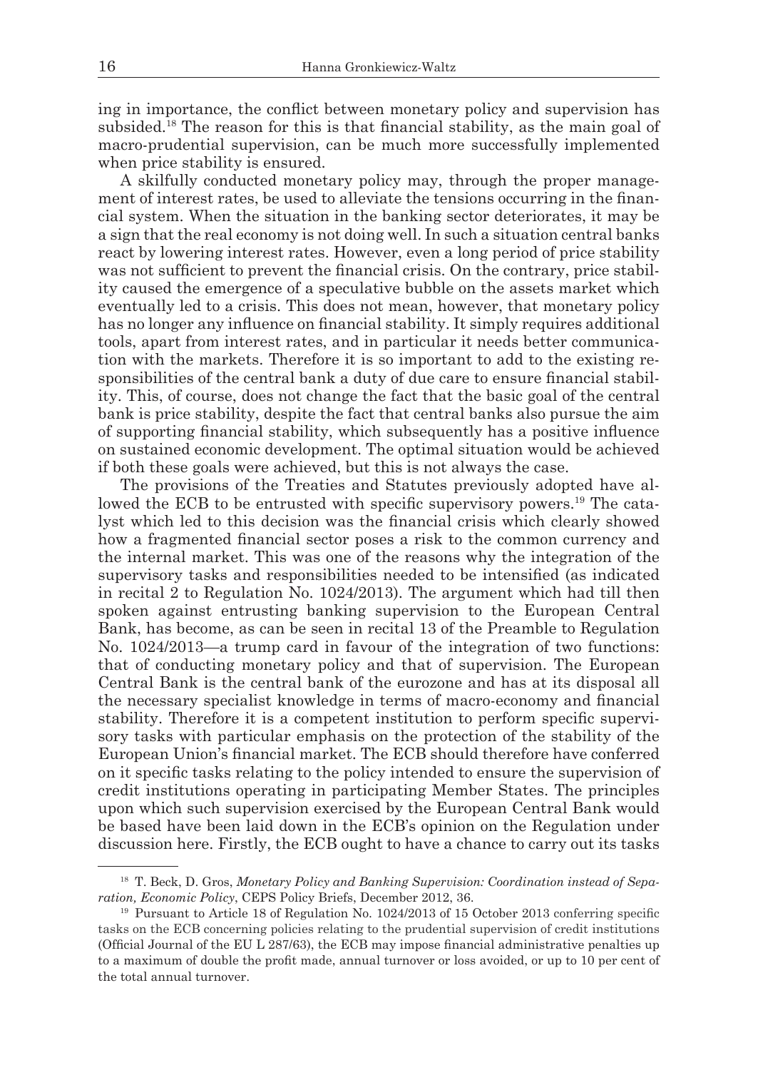ing in importance, the conflict between monetary policy and supervision has subsided.[18] The reason for this is that financial stability, as the main goal of macro-prudential supervision, can be much more successfully implemented when price stability is ensured.

A skilfully conducted monetary policy may, through the proper management of interest rates, be used to alleviate the tensions occurring in the financial system. When the situation in the banking sector deteriorates, it may be a sign that the real economy is not doing well. In such a situation central banks react by lowering interest rates. However, even a long period of price stability was not sufficient to prevent the financial crisis. On the contrary, price stability caused the emergence of a speculative bubble on the assets market which eventually led to a crisis. This does not mean, however, that monetary policy has no longer any influence on financial stability. It simply requires additional tools, apart from interest rates, and in particular it needs better communication with the markets. Therefore it is so important to add to the existing responsibilities of the central bank a duty of due care to ensure financial stability. This, of course, does not change the fact that the basic goal of the central bank is price stability, despite the fact that central banks also pursue the aim of supporting financial stability, which subsequently has a positive influence on sustained economic development. The optimal situation would be achieved if both these goals were achieved, but this is not always the case.

The provisions of the Treaties and Statutes previously adopted have allowed the ECB to be entrusted with specific supervisory powers.[19] The catalyst which led to this decision was the financial crisis which clearly showed how a fragmented financial sector poses a risk to the common currency and the internal market. This was one of the reasons why the integration of the supervisory tasks and responsibilities needed to be intensified (as indicated in recital 2 to Regulation No. 1024/2013). The argument which had till then spoken against entrusting banking supervision to the European Central Bank, has become, as can be seen in recital 13 of the Preamble to Regulation No. 1024/2013—a trump card in favour of the integration of two functions: that of conducting monetary policy and that of supervision. The European Central Bank is the central bank of the eurozone and has at its disposal all the necessary specialist knowledge in terms of macro-economy and financial stability. Therefore it is a competent institution to perform specific supervisory tasks with particular emphasis on the protection of the stability of the European Union's financial market. The ECB should therefore have conferred on it specific tasks relating to the policy intended to ensure the supervision of credit institutions operating in participating Member States. The principles upon which such supervision exercised by the European Central Bank would be based have been laid down in the ECB's opinion on the Regulation under discussion here. Firstly, the ECB ought to have a chance to carry out its tasks

---

[18] T. Beck, D. Gros, *Monetary Policy and Banking Supervision: Coordination instead of Separation, Economic Policy*, CEPS Policy Briefs, December 2012, 36.

[19] Pursuant to Article 18 of Regulation No. 1024/2013 of 15 October 2013 conferring specific tasks on the ECB concerning policies relating to the prudential supervision of credit institutions (Official Journal of the EU L 287/63), the ECB may impose financial administrative penalties up to a maximum of double the profit made, annual turnover or loss avoided, or up to 10 per cent of the total annual turnover.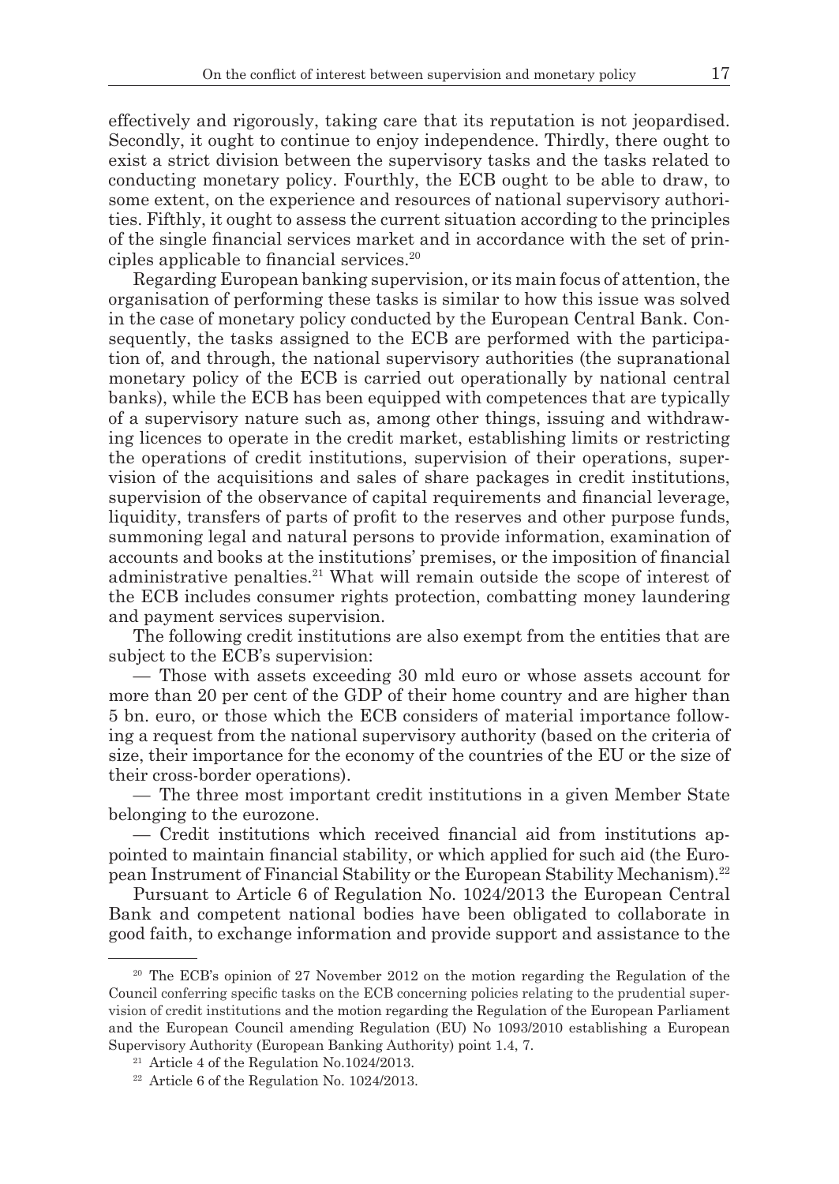effectively and rigorously, taking care that its reputation is not jeopardised. Secondly, it ought to continue to enjoy independence. Thirdly, there ought to exist a strict division between the supervisory tasks and the tasks related to conducting monetary policy. Fourthly, the ECB ought to be able to draw, to some extent, on the experience and resources of national supervisory authorities. Fifthly, it ought to assess the current situation according to the principles of the single financial services market and in accordance with the set of principles applicable to financial services.[20]

Regarding European banking supervision, or its main focus of attention, the organisation of performing these tasks is similar to how this issue was solved in the case of monetary policy conducted by the European Central Bank. Consequently, the tasks assigned to the ECB are performed with the participation of, and through, the national supervisory authorities (the supranational monetary policy of the ECB is carried out operationally by national central banks), while the ECB has been equipped with competences that are typically of a supervisory nature such as, among other things, issuing and withdrawing licences to operate in the credit market, establishing limits or restricting the operations of credit institutions, supervision of their operations, supervision of the acquisitions and sales of share packages in credit institutions, supervision of the observance of capital requirements and financial leverage, liquidity, transfers of parts of profit to the reserves and other purpose funds, summoning legal and natural persons to provide information, examination of accounts and books at the institutions' premises, or the imposition of financial administrative penalties.[21] What will remain outside the scope of interest of the ECB includes consumer rights protection, combatting money laundering and payment services supervision.

The following credit institutions are also exempt from the entities that are subject to the ECB's supervision:

— Those with assets exceeding 30 mld euro or whose assets account for more than 20 per cent of the GDP of their home country and are higher than 5 bn. euro, or those which the ECB considers of material importance following a request from the national supervisory authority (based on the criteria of size, their importance for the economy of the countries of the EU or the size of their cross-border operations).

— The three most important credit institutions in a given Member State belonging to the eurozone.

— Credit institutions which received financial aid from institutions appointed to maintain financial stability, or which applied for such aid (the European Instrument of Financial Stability or the European Stability Mechanism).[22]

Pursuant to Article 6 of Regulation No. 1024/2013 the European Central Bank and competent national bodies have been obligated to collaborate in good faith, to exchange information and provide support and assistance to the

---

[20] The ECB's opinion of 27 November 2012 on the motion regarding the Regulation of the Council conferring specific tasks on the ECB concerning policies relating to the prudential supervision of credit institutions and the motion regarding the Regulation of the European Parliament and the European Council amending Regulation (EU) No 1093/2010 establishing a European Supervisory Authority (European Banking Authority) point 1.4, 7.

[21] Article 4 of the Regulation No.1024/2013.

[22] Article 6 of the Regulation No. 1024/2013.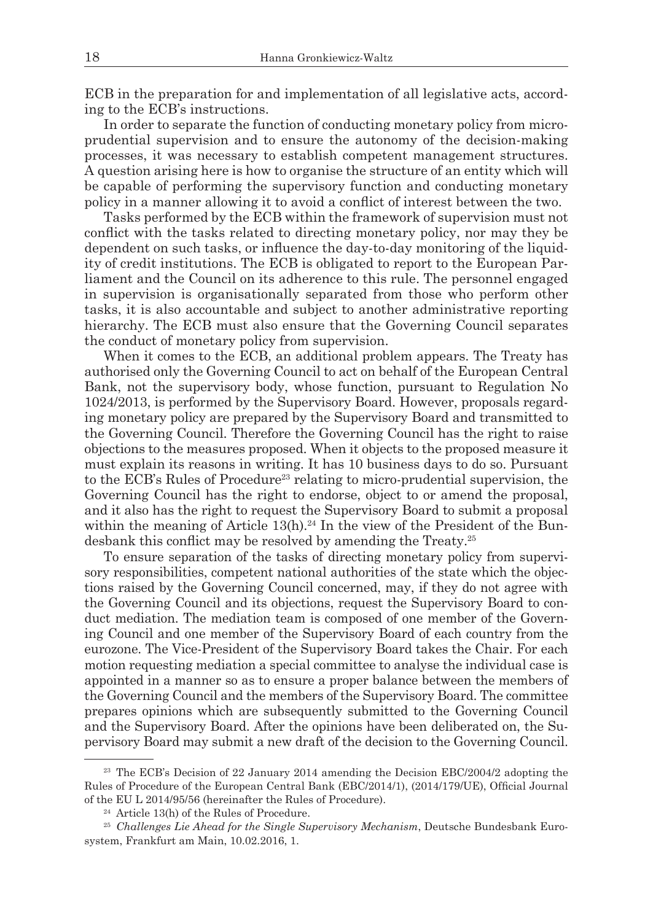ECB in the preparation for and implementation of all legislative acts, according to the ECB's instructions.

In order to separate the function of conducting monetary policy from micro-prudential supervision and to ensure the autonomy of the decision-making processes, it was necessary to establish competent management structures. A question arising here is how to organise the structure of an entity which will be capable of performing the supervisory function and conducting monetary policy in a manner allowing it to avoid a conflict of interest between the two.

Tasks performed by the ECB within the framework of supervision must not conflict with the tasks related to directing monetary policy, nor may they be dependent on such tasks, or influence the day-to-day monitoring of the liquidity of credit institutions. The ECB is obligated to report to the European Parliament and the Council on its adherence to this rule. The personnel engaged in supervision is organisationally separated from those who perform other tasks, it is also accountable and subject to another administrative reporting hierarchy. The ECB must also ensure that the Governing Council separates the conduct of monetary policy from supervision.

When it comes to the ECB, an additional problem appears. The Treaty has authorised only the Governing Council to act on behalf of the European Central Bank, not the supervisory body, whose function, pursuant to Regulation No 1024/2013, is performed by the Supervisory Board. However, proposals regarding monetary policy are prepared by the Supervisory Board and transmitted to the Governing Council. Therefore the Governing Council has the right to raise objections to the measures proposed. When it objects to the proposed measure it must explain its reasons in writing. It has 10 business days to do so. Pursuant to the ECB's Rules of Procedure[23] relating to micro-prudential supervision, the Governing Council has the right to endorse, object to or amend the proposal, and it also has the right to request the Supervisory Board to submit a proposal within the meaning of Article 13(h).[24] In the view of the President of the Bundesbank this conflict may be resolved by amending the Treaty.[25]

To ensure separation of the tasks of directing monetary policy from supervisory responsibilities, competent national authorities of the state which the objections raised by the Governing Council concerned, may, if they do not agree with the Governing Council and its objections, request the Supervisory Board to conduct mediation. The mediation team is composed of one member of the Governing Council and one member of the Supervisory Board of each country from the eurozone. The Vice-President of the Supervisory Board takes the Chair. For each motion requesting mediation a special committee to analyse the individual case is appointed in a manner so as to ensure a proper balance between the members of the Governing Council and the members of the Supervisory Board. The committee prepares opinions which are subsequently submitted to the Governing Council and the Supervisory Board. After the opinions have been deliberated on, the Supervisory Board may submit a new draft of the decision to the Governing Council.

---

[23] The ECB's Decision of 22 January 2014 amending the Decision EBC/2004/2 adopting the Rules of Procedure of the European Central Bank (EBC/2014/1), (2014/179/UE), Official Journal of the EU L 2014/95/56 (hereinafter the Rules of Procedure).

[24] Article 13(h) of the Rules of Procedure.

[25] *Challenges Lie Ahead for the Single Supervisory Mechanism*, Deutsche Bundesbank Eurosystem, Frankfurt am Main, 10.02.2016, 1.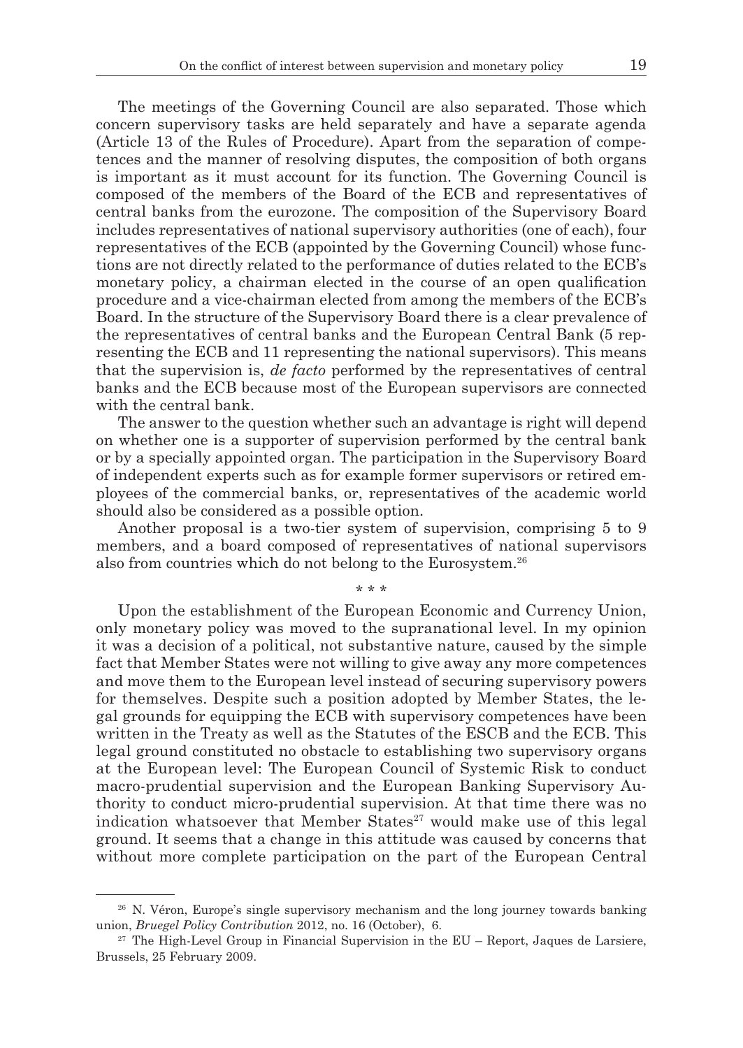The meetings of the Governing Council are also separated. Those which concern supervisory tasks are held separately and have a separate agenda (Article 13 of the Rules of Procedure). Apart from the separation of competences and the manner of resolving disputes, the composition of both organs is important as it must account for its function. The Governing Council is composed of the members of the Board of the ECB and representatives of central banks from the eurozone. The composition of the Supervisory Board includes representatives of national supervisory authorities (one of each), four representatives of the ECB (appointed by the Governing Council) whose functions are not directly related to the performance of duties related to the ECB's monetary policy, a chairman elected in the course of an open qualification procedure and a vice-chairman elected from among the members of the ECB's Board. In the structure of the Supervisory Board there is a clear prevalence of the representatives of central banks and the European Central Bank (5 representing the ECB and 11 representing the national supervisors). This means that the supervision is, *de facto* performed by the representatives of central banks and the ECB because most of the European supervisors are connected with the central bank.

The answer to the question whether such an advantage is right will depend on whether one is a supporter of supervision performed by the central bank or by a specially appointed organ. The participation in the Supervisory Board of independent experts such as for example former supervisors or retired employees of the commercial banks, or, representatives of the academic world should also be considered as a possible option.

Another proposal is a two-tier system of supervision, comprising 5 to 9 members, and a board composed of representatives of national supervisors also from countries which do not belong to the Eurosystem.[26]

\* \* \*

Upon the establishment of the European Economic and Currency Union, only monetary policy was moved to the supranational level. In my opinion it was a decision of a political, not substantive nature, caused by the simple fact that Member States were not willing to give away any more competences and move them to the European level instead of securing supervisory powers for themselves. Despite such a position adopted by Member States, the legal grounds for equipping the ECB with supervisory competences have been written in the Treaty as well as the Statutes of the ESCB and the ECB. This legal ground constituted no obstacle to establishing two supervisory organs at the European level: The European Council of Systemic Risk to conduct macro-prudential supervision and the European Banking Supervisory Authority to conduct micro-prudential supervision. At that time there was no indication whatsoever that Member States[27] would make use of this legal ground. It seems that a change in this attitude was caused by concerns that without more complete participation on the part of the European Central

---

[26] N. Véron, Europe's single supervisory mechanism and the long journey towards banking union, *Bruegel Policy Contribution* 2012, no. 16 (October), 6.

[27] The High-Level Group in Financial Supervision in the EU – Report, Jaques de Larsiere, Brussels, 25 February 2009.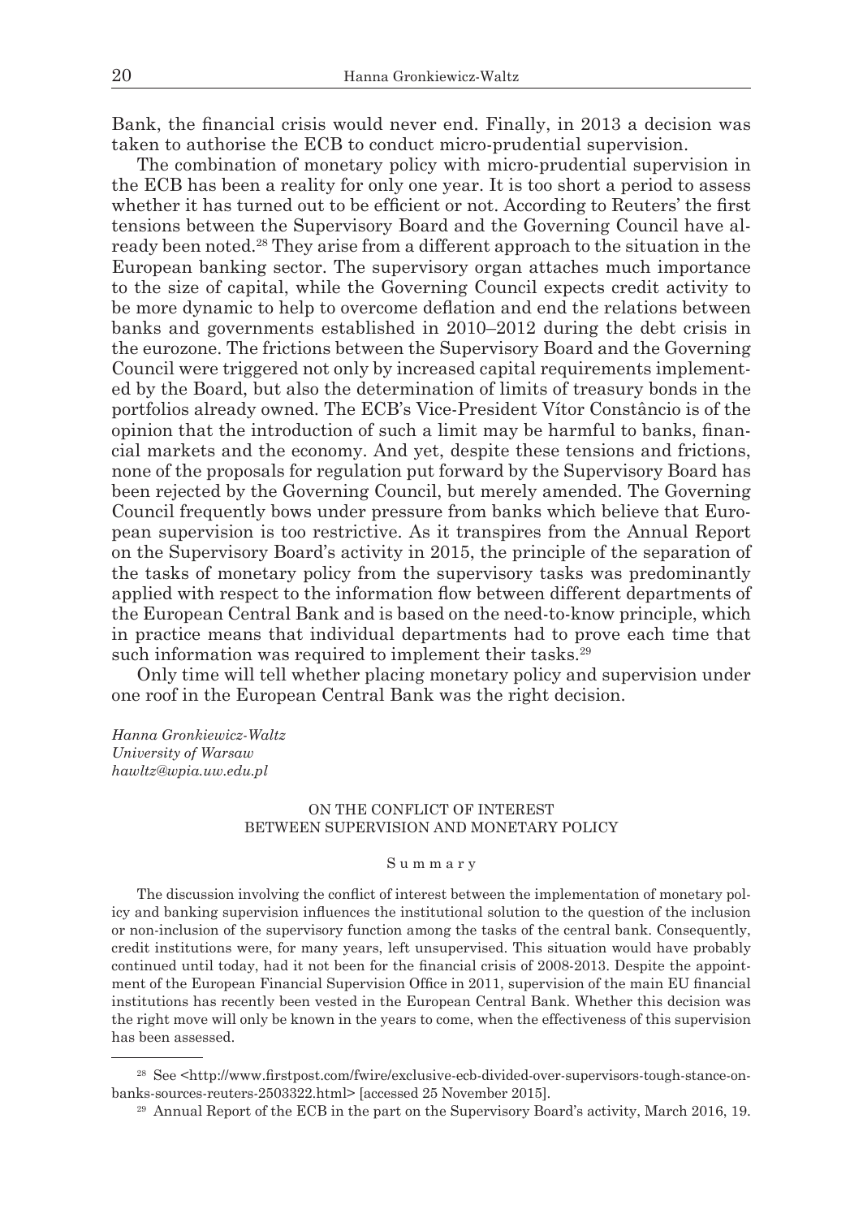Bank, the financial crisis would never end. Finally, in 2013 a decision was taken to authorise the ECB to conduct micro-prudential supervision.

The combination of monetary policy with micro-prudential supervision in the ECB has been a reality for only one year. It is too short a period to assess whether it has turned out to be efficient or not. According to Reuters' the first tensions between the Supervisory Board and the Governing Council have already been noted.[28] They arise from a different approach to the situation in the European banking sector. The supervisory organ attaches much importance to the size of capital, while the Governing Council expects credit activity to be more dynamic to help to overcome deflation and end the relations between banks and governments established in 2010–2012 during the debt crisis in the eurozone. The frictions between the Supervisory Board and the Governing Council were triggered not only by increased capital requirements implemented by the Board, but also the determination of limits of treasury bonds in the portfolios already owned. The ECB's Vice-President Vítor Constâncio is of the opinion that the introduction of such a limit may be harmful to banks, financial markets and the economy. And yet, despite these tensions and frictions, none of the proposals for regulation put forward by the Supervisory Board has been rejected by the Governing Council, but merely amended. The Governing Council frequently bows under pressure from banks which believe that European supervision is too restrictive. As it transpires from the Annual Report on the Supervisory Board's activity in 2015, the principle of the separation of the tasks of monetary policy from the supervisory tasks was predominantly applied with respect to the information flow between different departments of the European Central Bank and is based on the need-to-know principle, which in practice means that individual departments had to prove each time that such information was required to implement their tasks.[29]

Only time will tell whether placing monetary policy and supervision under one roof in the European Central Bank was the right decision.

*Hanna Gronkiewicz-Waltz*
*University of Warsaw*
*hawltz@wpia.uw.edu.pl*

## ON THE CONFLICT OF INTEREST BETWEEN SUPERVISION AND MONETARY POLICY

### Summary

The discussion involving the conflict of interest between the implementation of monetary policy and banking supervision influences the institutional solution to the question of the inclusion or non-inclusion of the supervisory function among the tasks of the central bank. Consequently, credit institutions were, for many years, left unsupervised. This situation would have probably continued until today, had it not been for the financial crisis of 2008-2013. Despite the appointment of the European Financial Supervision Office in 2011, supervision of the main EU financial institutions has recently been vested in the European Central Bank. Whether this decision was the right move will only be known in the years to come, when the effectiveness of this supervision has been assessed.

---

[28] See <http://www.firstpost.com/fwire/exclusive-ecb-divided-over-supervisors-tough-stance-on-banks-sources-reuters-2503322.html> [accessed 25 November 2015].

[29] Annual Report of the ECB in the part on the Supervisory Board's activity, March 2016, 19.